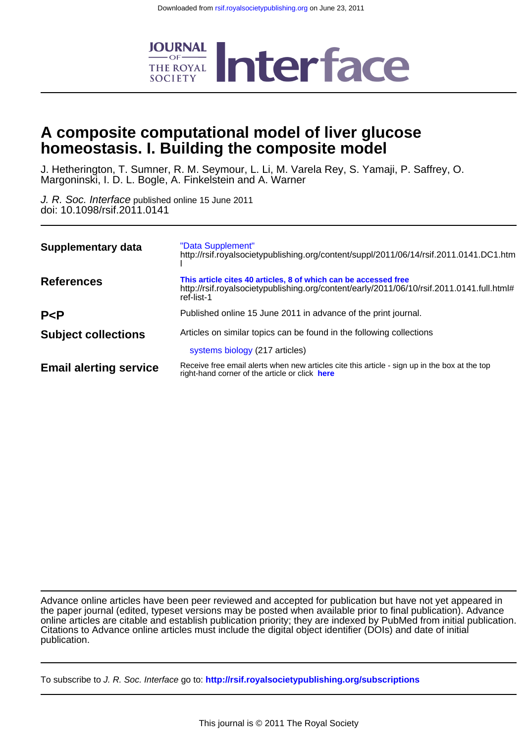Downloaded from rsif.royalsocietypublishing.org on June 23, 2011

JOURNAL OF THE ROYAL SOCIETY **Interface**

# A composite computational model of liver glucose homeostasis. I. Building the composite model

J. Hetherington, T. Sumner, R. M. Seymour, L. Li, M. Varela Rey, S. Yamaji, P. Saffrey, O. Margoninski, I. D. L. Bogle, A. Finkelstein and A. Warner

*J. R. Soc. Interface* published online 15 June 2011
doi: 10.1098/rsif.2011.0141

| | |
|---|---|
| **Supplementary data** | "Data Supplement" http://rsif.royalsocietypublishing.org/content/suppl/2011/06/14/rsif.2011.0141.DC1.html |
| **References** | **This article cites 40 articles, 8 of which can be accessed free** http://rsif.royalsocietypublishing.org/content/early/2011/06/10/rsif.2011.0141.full.html#ref-list-1 |
| **P<P** | Published online 15 June 2011 in advance of the print journal. |
| **Subject collections** | Articles on similar topics can be found in the following collections<br>systems biology (217 articles) |
| **Email alerting service** | Receive free email alerts when new articles cite this article - sign up in the box at the top right-hand corner of the article or click **here** |

Advance online articles have been peer reviewed and accepted for publication but have not yet appeared in the paper journal (edited, typeset versions may be posted when available prior to final publication). Advance online articles are citable and establish publication priority; they are indexed by PubMed from initial publication. Citations to Advance online articles must include the digital object identifier (DOIs) and date of initial publication.

To subscribe to *J. R. Soc. Interface* go to: **http://rsif.royalsocietypublishing.org/subscriptions**

This journal is © 2011 The Royal Society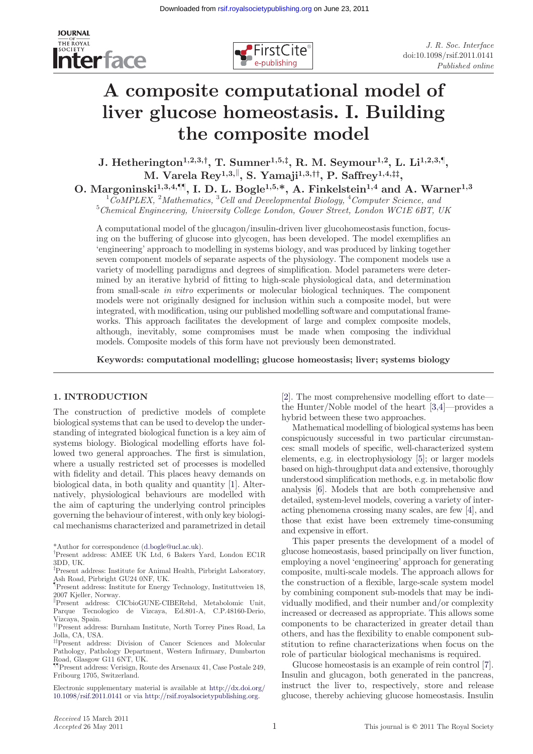# A composite computational model of liver glucose homeostasis. I. Building the composite model

**J. Hetherington[1,2,3,†], T. Sumner[1,5,‡], R. M. Seymour[1,2], L. Li[1,2,3,¶], M. Varela Rey[1,3,‖], S. Yamaji[1,3,††], P. Saffrey[1,4,‡‡], O. Margoninski[1,3,4,¶¶], I. D. L. Bogle[1,5,*], A. Finkelstein[1,4] and A. Warner[1,3]**

[1]CoMPLEX, [2]Mathematics, [3]Cell and Developmental Biology, [4]Computer Science, and [5]Chemical Engineering, University College London, Gower Street, London WC1E 6BT, UK

A computational model of the glucagon/insulin-driven liver glucohomeostasis function, focusing on the buffering of glucose into glycogen, has been developed. The model exemplifies an 'engineering' approach to modelling in systems biology, and was produced by linking together seven component models of separate aspects of the physiology. The component models use a variety of modelling paradigms and degrees of simplification. Model parameters were determined by an iterative hybrid of fitting to high-scale physiological data, and determination from small-scale *in vitro* experiments or molecular biological techniques. The component models were not originally designed for inclusion within such a composite model, but were integrated, with modification, using our published modelling software and computational frameworks. This approach facilitates the development of large and complex composite models, although, inevitably, some compromises must be made when composing the individual models. Composite models of this form have not previously been demonstrated.

**Keywords: computational modelling; glucose homeostasis; liver; systems biology**

## 1. INTRODUCTION

The construction of predictive models of complete biological systems that can be used to develop the understanding of integrated biological function is a key aim of systems biology. Biological modelling efforts have followed two general approaches. The first is simulation, where a usually restricted set of processes is modelled with fidelity and detail. This places heavy demands on biological data, in both quality and quantity [1]. Alternatively, physiological behaviours are modelled with the aim of capturing the underlying control principles governing the behaviour of interest, with only key biological mechanisms characterized and parametrized in detail [2]. The most comprehensive modelling effort to date—the Hunter/Noble model of the heart [3,4]—provides a hybrid between these two approaches.

Mathematical modelling of biological systems has been conspicuously successful in two particular circumstances: small models of specific, well-characterized system elements, e.g. in electrophysiology [5]; or larger models based on high-throughput data and extensive, thoroughly understood simplification methods, e.g. in metabolic flow analysis [6]. Models that are both comprehensive and detailed, system-level models, covering a variety of interacting phenomena crossing many scales, are few [4], and those that exist have been extremely time-consuming and expensive in effort.

This paper presents the development of a model of glucose homeostasis, based principally on liver function, employing a novel 'engineering' approach for generating composite, multi-scale models. The approach allows for the construction of a flexible, large-scale system model by combining component sub-models that may be individually modified, and their number and/or complexity increased or decreased as appropriate. This allows some components to be characterized in greater detail than others, and has the flexibility to enable component substitution to refine characterizations when focus on the role of particular biological mechanisms is required.

Glucose homeostasis is an example of rein control [7]. Insulin and glucagon, both generated in the pancreas, instruct the liver to, respectively, store and release glucose, thereby achieving glucose homeostasis. Insulin

*Author for correspondence (d.bogle@ucl.ac.uk).
†Present address: AMEE UK Ltd, 6 Bakers Yard, London EC1R 3DD, UK.
‡Present address: Institute for Animal Health, Pirbright Laboratory, Ash Road, Pirbright GU24 0NF, UK.
¶Present address: Institute for Energy Technology, Instituttveien 18, 2007 Kjeller, Norway.
‖Present address: CICbioGUNE-CIBERehd, Metabolomic Unit, Parque Tecnologico de Vizcaya, Ed.801-A, C.P.48160-Derio, Vizcaya, Spain.
††Present address: Burnham Institute, North Torrey Pines Road, La Jolla, CA, USA.
‡‡Present address: Division of Cancer Sciences and Molecular Pathology, Pathology Department, Western Infirmary, Dumbarton Road, Glasgow G11 6NT, UK.
¶¶Present address: Verisign, Route des Arsenaux 41, Case Postale 249, Fribourg 1705, Switzerland.

Electronic supplementary material is available at http://dx.doi.org/10.1098/rsif.2011.0141 or via http://rsif.royalsocietypublishing.org.

*Received* 15 March 2011
*Accepted* 26 May 2011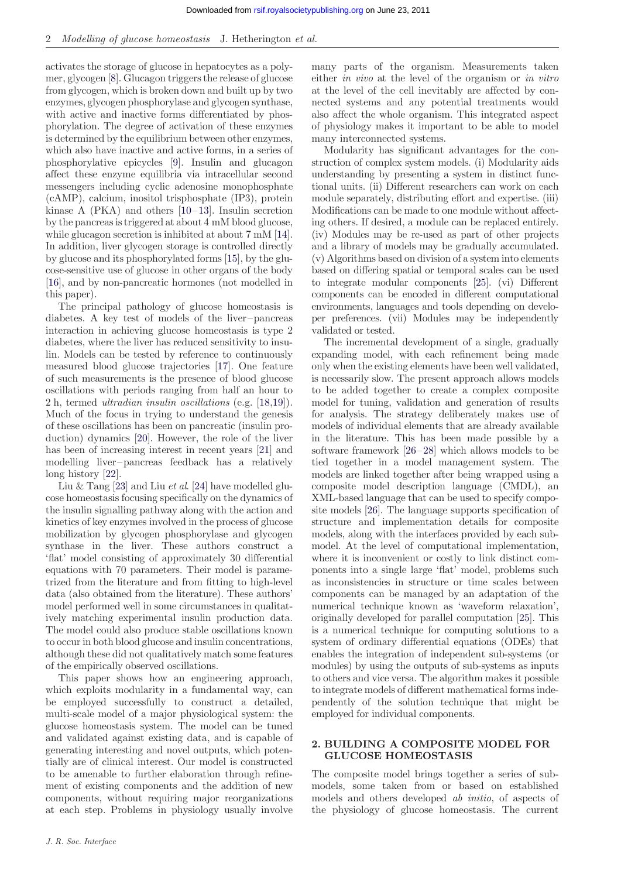activates the storage of glucose in hepatocytes as a polymer, glycogen [8]. Glucagon triggers the release of glucose from glycogen, which is broken down and built up by two enzymes, glycogen phosphorylase and glycogen synthase, with active and inactive forms differentiated by phosphorylation. The degree of activation of these enzymes is determined by the equilibrium between other enzymes, which also have inactive and active forms, in a series of phosphorylative epicycles [9]. Insulin and glucagon affect these enzyme equilibria via intracellular second messengers including cyclic adenosine monophosphate (cAMP), calcium, inositol trisphosphate (IP3), protein kinase A (PKA) and others [10–13]. Insulin secretion by the pancreas is triggered at about 4 mM blood glucose, while glucagon secretion is inhibited at about 7 mM [14]. In addition, liver glycogen storage is controlled directly by glucose and its phosphorylated forms [15], by the glucose-sensitive use of glucose in other organs of the body [16], and by non-pancreatic hormones (not modelled in this paper).

The principal pathology of glucose homeostasis is diabetes. A key test of models of the liver–pancreas interaction in achieving glucose homeostasis is type 2 diabetes, where the liver has reduced sensitivity to insulin. Models can be tested by reference to continuously measured blood glucose trajectories [17]. One feature of such measurements is the presence of blood glucose oscillations with periods ranging from half an hour to 2 h, termed *ultradian insulin oscillations* (e.g. [18,19]). Much of the focus in trying to understand the genesis of these oscillations has been on pancreatic (insulin production) dynamics [20]. However, the role of the liver has been of increasing interest in recent years [21] and modelling liver–pancreas feedback has a relatively long history [22].

Liu & Tang [23] and Liu *et al.* [24] have modelled glucose homeostasis focusing specifically on the dynamics of the insulin signalling pathway along with the action and kinetics of key enzymes involved in the process of glucose mobilization by glycogen phosphorylase and glycogen synthase in the liver. These authors construct a 'flat' model consisting of approximately 30 differential equations with 70 parameters. Their model is parametrized from the literature and from fitting to high-level data (also obtained from the literature). These authors' model performed well in some circumstances in qualitatively matching experimental insulin production data. The model could also produce stable oscillations known to occur in both blood glucose and insulin concentrations, although these did not qualitatively match some features of the empirically observed oscillations.

This paper shows how an engineering approach, which exploits modularity in a fundamental way, can be employed successfully to construct a detailed, multi-scale model of a major physiological system: the glucose homeostasis system. The model can be tuned and validated against existing data, and is capable of generating interesting and novel outputs, which potentially are of clinical interest. Our model is constructed to be amenable to further elaboration through refinement of existing components and the addition of new components, without requiring major reorganizations at each step. Problems in physiology usually involve many parts of the organism. Measurements taken either *in vivo* at the level of the organism or *in vitro* at the level of the cell inevitably are affected by connected systems and any potential treatments would also affect the whole organism. This integrated aspect of physiology makes it important to be able to model many interconnected systems.

Modularity has significant advantages for the construction of complex system models. (i) Modularity aids understanding by presenting a system in distinct functional units. (ii) Different researchers can work on each module separately, distributing effort and expertise. (iii) Modifications can be made to one module without affecting others. If desired, a module can be replaced entirely. (iv) Modules may be re-used as part of other projects and a library of models may be gradually accumulated. (v) Algorithms based on division of a system into elements based on differing spatial or temporal scales can be used to integrate modular components [25]. (vi) Different components can be encoded in different computational environments, languages and tools depending on developer preferences. (vii) Modules may be independently validated or tested.

The incremental development of a single, gradually expanding model, with each refinement being made only when the existing elements have been well validated, is necessarily slow. The present approach allows models to be added together to create a complex composite model for tuning, validation and generation of results for analysis. The strategy deliberately makes use of models of individual elements that are already available in the literature. This has been made possible by a software framework [26–28] which allows models to be tied together in a model management system. The models are linked together after being wrapped using a composite model description language (CMDL), an XML-based language that can be used to specify composite models [26]. The language supports specification of structure and implementation details for composite models, along with the interfaces provided by each submodel. At the level of computational implementation, where it is inconvenient or costly to link distinct components into a single large 'flat' model, problems such as inconsistencies in structure or time scales between components can be managed by an adaptation of the numerical technique known as 'waveform relaxation', originally developed for parallel computation [25]. This is a numerical technique for computing solutions to a system of ordinary differential equations (ODEs) that enables the integration of independent sub-systems (or modules) by using the outputs of sub-systems as inputs to others and vice versa. The algorithm makes it possible to integrate models of different mathematical forms independently of the solution technique that might be employed for individual components.

## 2. BUILDING A COMPOSITE MODEL FOR GLUCOSE HOMEOSTASIS

The composite model brings together a series of submodels, some taken from or based on established models and others developed *ab initio*, of aspects of the physiology of glucose homeostasis. The current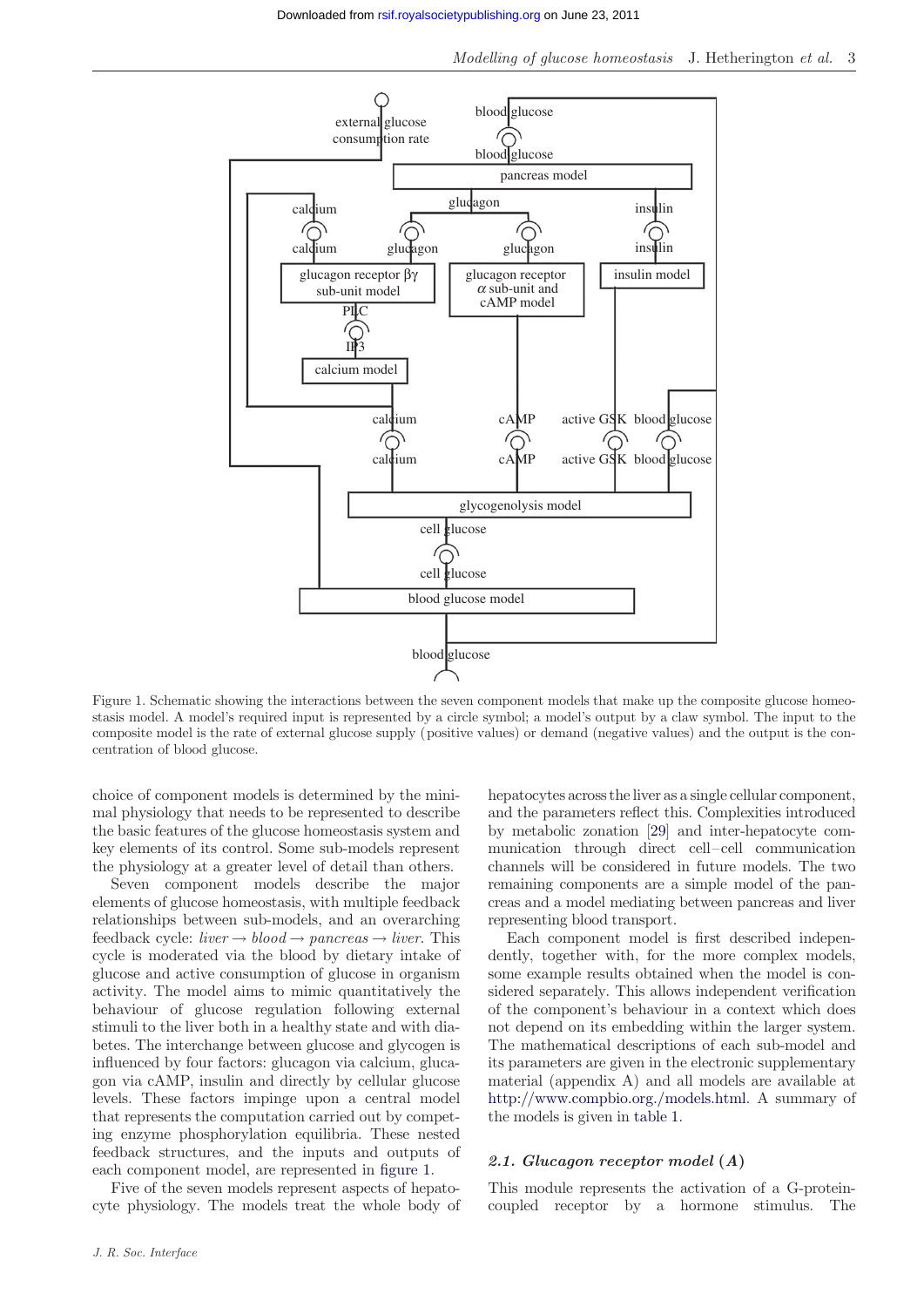external glucose consumption rate

blood glucose

blood glucose

pancreas model

glucagon

calcium

calcium

glucagon

glucagon

insulin

insulin

glucagon receptor βγ sub-unit model

glucagon receptor α sub-unit and cAMP model

insulin model

PLC

IP3

calcium model

calcium

calcium

cAMP

cAMP

active GSK

active GSK

blood glucose

blood glucose

glycogenolysis model

cell glucose

cell glucose

blood glucose model

blood glucose

Figure 1. Schematic showing the interactions between the seven component models that make up the composite glucose homeostasis model. A model's required input is represented by a circle symbol; a model's output by a claw symbol. The input to the composite model is the rate of external glucose supply (positive values) or demand (negative values) and the output is the concentration of blood glucose.

choice of component models is determined by the minimal physiology that needs to be represented to describe the basic features of the glucose homeostasis system and key elements of its control. Some sub-models represent the physiology at a greater level of detail than others.

Seven component models describe the major elements of glucose homeostasis, with multiple feedback relationships between sub-models, and an overarching feedback cycle: *liver* → *blood* → *pancreas* → *liver*. This cycle is moderated via the blood by dietary intake of glucose and active consumption of glucose in organism activity. The model aims to mimic quantitatively the behaviour of glucose regulation following external stimuli to the liver both in a healthy state and with diabetes. The interchange between glucose and glycogen is influenced by four factors: glucagon via calcium, glucagon via cAMP, insulin and directly by cellular glucose levels. These factors impinge upon a central model that represents the computation carried out by competing enzyme phosphorylation equilibria. These nested feedback structures, and the inputs and outputs of each component model, are represented in figure 1.

Five of the seven models represent aspects of hepatocyte physiology. The models treat the whole body of hepatocytes across the liver as a single cellular component, and the parameters reflect this. Complexities introduced by metabolic zonation [29] and inter-hepatocyte communication through direct cell–cell communication channels will be considered in future models. The two remaining components are a simple model of the pancreas and a model mediating between pancreas and liver representing blood transport.

Each component model is first described independently, together with, for the more complex models, some example results obtained when the model is considered separately. This allows independent verification of the component's behaviour in a context which does not depend on its embedding within the larger system. The mathematical descriptions of each sub-model and its parameters are given in the electronic supplementary material (appendix A) and all models are available at http://www.compbio.org./models.html. A summary of the models is given in table 1.

### 2.1. Glucagon receptor model (A)

This module represents the activation of a G-protein-coupled receptor by a hormone stimulus. The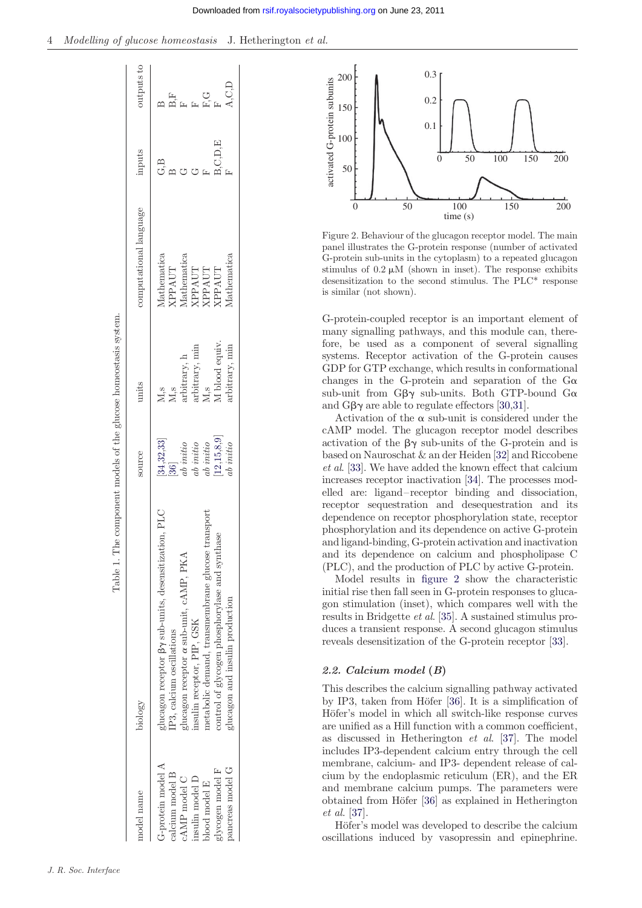Table 1. The component models of the glucose homeostasis system.

| model name | biology | source | units | computational language | inputs | outputs to |
|---|---|---|---|---|---|---|
| G-protein model A | glucagon receptor $\beta\gamma$ sub-units, desensitization, PLC | [34,32,33] | M,s | Mathematica | G,B | B |
| calcium model B | IP3, calcium oscillations | [36] | M,s | XPPAUT | B | B,F |
| cAMP model C | glucagon receptor $\alpha$ sub-unit, cAMP, PKA | *ab initio* | arbitrary, h | Mathematica | G | F |
| insulin model D | insulin receptor, PIP, GSK | *ab initio* | arbitrary, min | XPPAUT | G | F |
| blood model E | metabolic demand, transmembrane glucose transport | *ab initio* | M,s | XPPAUT | F | F,G |
| glycogen model F | control of glycogen phosphorylase and synthase | [12,15,8,9] | M blood equiv. | XPPAUT | B,C,D,E | F |
| pancreas model G | glucagon and insulin production | *ab initio* | arbitrary, min | Mathematica | F | A,C,D |

Figure 2. Behaviour of the glucagon receptor model. The main panel illustrates the G-protein response (number of activated G-protein sub-units in the cytoplasm) to a repeated glucagon stimulus of 0.2 μM (shown in inset). The response exhibits desensitization to the second stimulus. The PLC* response is similar (not shown).

G-protein-coupled receptor is an important element of many signalling pathways, and this module can, therefore, be used as a component of several signalling systems. Receptor activation of the G-protein causes GDP for GTP exchange, which results in conformational changes in the G-protein and separation of the G$\alpha$ sub-unit from G$\beta\gamma$ sub-units. Both GTP-bound G$\alpha$ and G$\beta\gamma$ are able to regulate effectors [30,31].

Activation of the $\alpha$ sub-unit is considered under the cAMP model. The glucagon receptor model describes activation of the $\beta\gamma$ sub-units of the G-protein and is based on Nauroschat & an der Heiden [32] and Riccobene *et al*. [33]. We have added the known effect that calcium increases receptor inactivation [34]. The processes modelled are: ligand–receptor binding and dissociation, receptor sequestration and desequestration and its dependence on receptor phosphorylation state, receptor phosphorylation and its dependence on active G-protein and ligand-binding, G-protein activation and inactivation and its dependence on calcium and phospholipase C (PLC), and the production of PLC by active G-protein.

Model results in figure 2 show the characteristic initial rise then fall seen in G-protein responses to glucagon stimulation (inset), which compares well with the results in Bridgette *et al*. [35]. A sustained stimulus produces a transient response. A second glucagon stimulus reveals desensitization of the G-protein receptor [33].

### 2.2. Calcium model (B)

This describes the calcium signalling pathway activated by IP3, taken from Höfer [36]. It is a simplification of Höfer's model in which all switch-like response curves are unified as a Hill function with a common coefficient, as discussed in Hetherington *et al*. [37]. The model includes IP3-dependent calcium entry through the cell membrane, calcium- and IP3- dependent release of calcium by the endoplasmic reticulum (ER), and the ER and membrane calcium pumps. The parameters were obtained from Höfer [36] as explained in Hetherington *et al*. [37].

Höfer's model was developed to describe the calcium oscillations induced by vasopressin and epinephrine.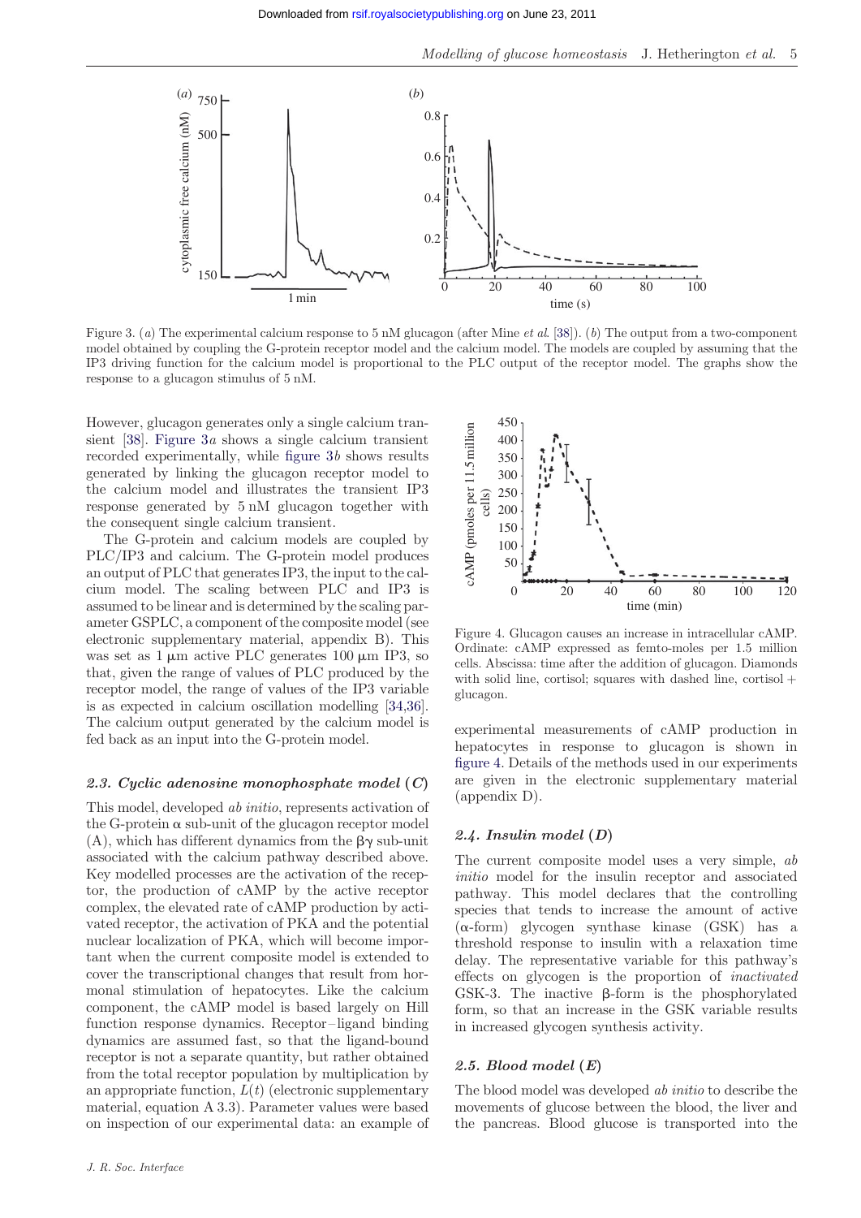Figure 3. (*a*) The experimental calcium response to 5 nM glucagon (after Mine *et al.* [38]). (*b*) The output from a two-component model obtained by coupling the G-protein receptor model and the calcium model. The models are coupled by assuming that the IP3 driving function for the calcium model is proportional to the PLC output of the receptor model. The graphs show the response to a glucagon stimulus of 5 nM.

However, glucagon generates only a single calcium transient [38]. Figure 3*a* shows a single calcium transient recorded experimentally, while figure 3*b* shows results generated by linking the glucagon receptor model to the calcium model and illustrates the transient IP3 response generated by 5 nM glucagon together with the consequent single calcium transient.

The G-protein and calcium models are coupled by PLC/IP3 and calcium. The G-protein model produces an output of PLC that generates IP3, the input to the calcium model. The scaling between PLC and IP3 is assumed to be linear and is determined by the scaling parameter GSPLC, a component of the composite model (see electronic supplementary material, appendix B). This was set as 1 μm active PLC generates 100 μm IP3, so that, given the range of values of PLC produced by the receptor model, the range of values of the IP3 variable is as expected in calcium oscillation modelling [34,36]. The calcium output generated by the calcium model is fed back as an input into the G-protein model.

### 2.3. Cyclic adenosine monophosphate model (*C*)

This model, developed *ab initio*, represents activation of the G-protein α sub-unit of the glucagon receptor model (A), which has different dynamics from the βγ sub-unit associated with the calcium pathway described above. Key modelled processes are the activation of the receptor, the production of cAMP by the active receptor complex, the elevated rate of cAMP production by activated receptor, the activation of PKA and the potential nuclear localization of PKA, which will become important when the current composite model is extended to cover the transcriptional changes that result from hormonal stimulation of hepatocytes. Like the calcium component, the cAMP model is based largely on Hill function response dynamics. Receptor–ligand binding dynamics are assumed fast, so that the ligand-bound receptor is not a separate quantity, but rather obtained from the total receptor population by multiplication by an appropriate function, $L(t)$ (electronic supplementary material, equation A 3.3). Parameter values were based on inspection of our experimental data: an example of experimental measurements of cAMP production in hepatocytes in response to glucagon is shown in figure 4. Details of the methods used in our experiments are given in the electronic supplementary material (appendix D).

Figure 4. Glucagon causes an increase in intracellular cAMP. Ordinate: cAMP expressed as femto-moles per 1.5 million cells. Abscissa: time after the addition of glucagon. Diamonds with solid line, cortisol; squares with dashed line, cortisol + glucagon.

### 2.4. Insulin model (*D*)

The current composite model uses a very simple, *ab initio* model for the insulin receptor and associated pathway. This model declares that the controlling species that tends to increase the amount of active (α-form) glycogen synthase kinase (GSK) has a threshold response to insulin with a relaxation time delay. The representative variable for this pathway's effects on glycogen is the proportion of *inactivated* GSK-3. The inactive β-form is the phosphorylated form, so that an increase in the GSK variable results in increased glycogen synthesis activity.

### 2.5. Blood model (*E*)

The blood model was developed *ab initio* to describe the movements of glucose between the blood, the liver and the pancreas. Blood glucose is transported into the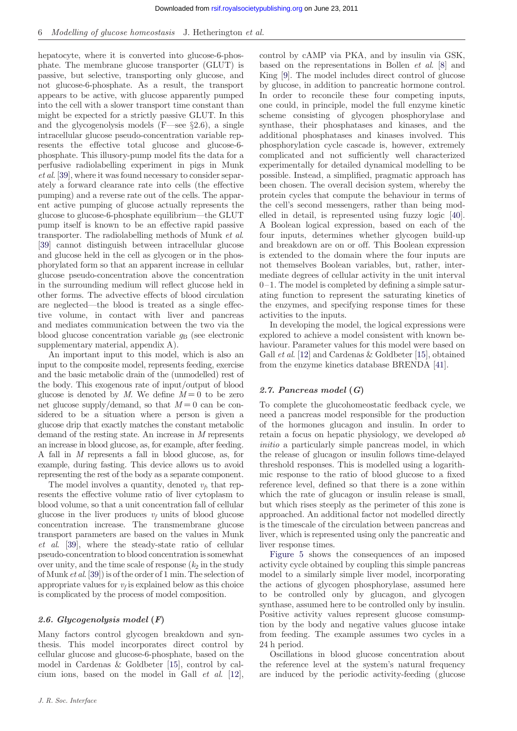hepatocyte, where it is converted into glucose-6-phosphate. The membrane glucose transporter (GLUT) is passive, but selective, transporting only glucose, and not glucose-6-phosphate. As a result, the transport appears to be active, with glucose apparently pumped into the cell with a slower transport time constant than might be expected for a strictly passive GLUT. In this and the glycogenolysis models (F—see §2.6), a single intracellular glucose pseudo-concentration variable represents the effective total glucose and glucose-6-phosphate. This illusory-pump model fits the data for a perfusive radiolabelling experiment in pigs in Munk *et al.* [39], where it was found necessary to consider separately a forward clearance rate into cells (the effective pumping) and a reverse rate out of the cells. The apparent active pumping of glucose actually represents the glucose to glucose-6-phosphate equilibrium—the GLUT pump itself is known to be an effective rapid passive transporter. The radiolabelling methods of Munk *et al.* [39] cannot distinguish between intracellular glucose and glucose held in the cell as glycogen or in the phosphorylated form so that an apparent increase in cellular glucose pseudo-concentration above the concentration in the surrounding medium will reflect glucose held in other forms. The advective effects of blood circulation are neglected—the blood is treated as a single effective volume, in contact with liver and pancreas and mediates communication between the two via the blood glucose concentration variable $g_B$ (see electronic supplementary material, appendix A).

An important input to this model, which is also an input to the composite model, represents feeding, exercise and the basic metabolic drain of the (unmodelled) rest of the body. This exogenous rate of input/output of blood glucose is denoted by $M$. We define $M = 0$ to be zero net glucose supply/demand, so that $M = 0$ can be considered to be a situation where a person is given a glucose drip that exactly matches the constant metabolic demand of the resting state. An increase in $M$ represents an increase in blood glucose, as, for example, after feeding. A fall in $M$ represents a fall in blood glucose, as, for example, during fasting. This device allows us to avoid representing the rest of the body as a separate component.

The model involves a quantity, denoted $v_f$, that represents the effective volume ratio of liver cytoplasm to blood volume, so that a unit concentration fall of cellular glucose in the liver produces $v_f$ units of blood glucose concentration increase. The transmembrane glucose transport parameters are based on the values in Munk *et al.* [39], where the steady-state ratio of cellular pseudo-concentration to blood concentration is somewhat over unity, and the time scale of response ($k_2$ in the study of Munk *et al.* [39]) is of the order of 1 min. The selection of appropriate values for $v_f$ is explained below as this choice is complicated by the process of model composition.

### 2.6. Glycogenolysis model (*F*)

Many factors control glycogen breakdown and synthesis. This model incorporates direct control by cellular glucose and glucose-6-phosphate, based on the model in Cardenas & Goldbeter [15], control by calcium ions, based on the model in Gall *et al.* [12], control by cAMP via PKA, and by insulin via GSK, based on the representations in Bollen *et al.* [8] and King [9]. The model includes direct control of glucose by glucose, in addition to pancreatic hormone control. In order to reconcile these four competing inputs, one could, in principle, model the full enzyme kinetic scheme consisting of glycogen phosphorylase and synthase, their phosphatases and kinases, and the additional phosphatases and kinases involved. This phosphorylation cycle cascade is, however, extremely complicated and not sufficiently well characterized experimentally for detailed dynamical modelling to be possible. Instead, a simplified, pragmatic approach has been chosen. The overall decision system, whereby the protein cycles that compute the behaviour in terms of the cell's second messengers, rather than being modelled in detail, is represented using fuzzy logic [40]. A Boolean logical expression, based on each of the four inputs, determines whether glycogen build-up and breakdown are on or off. This Boolean expression is extended to the domain where the four inputs are not themselves Boolean variables, but, rather, intermediate degrees of cellular activity in the unit interval 0–1. The model is completed by defining a simple saturating function to represent the saturating kinetics of the enzymes, and specifying response times for these activities to the inputs.

In developing the model, the logical expressions were explored to achieve a model consistent with known behaviour. Parameter values for this model were based on Gall *et al.* [12] and Cardenas & Goldbeter [15], obtained from the enzyme kinetics database BRENDA [41].

### 2.7. Pancreas model (*G*)

To complete the glucohomeostatic feedback cycle, we need a pancreas model responsible for the production of the hormones glucagon and insulin. In order to retain a focus on hepatic physiology, we developed *ab initio* a particularly simple pancreas model, in which the release of glucagon or insulin follows time-delayed threshold responses. This is modelled using a logarithmic response to the ratio of blood glucose to a fixed reference level, defined so that there is a zone within which the rate of glucagon or insulin release is small, but which rises steeply as the perimeter of this zone is approached. An additional factor not modelled directly is the timescale of the circulation between pancreas and liver, which is represented using only the pancreatic and liver response times.

Figure 5 shows the consequences of an imposed activity cycle obtained by coupling this simple pancreas model to a similarly simple liver model, incorporating the actions of glycogen phosphorylase, assumed here to be controlled only by glucagon, and glycogen synthase, assumed here to be controlled only by insulin. Positive activity values represent glucose comsumption by the body and negative values glucose intake from feeding. The example assumes two cycles in a 24 h period.

Oscillations in blood glucose concentration about the reference level at the system's natural frequency are induced by the periodic activity-feeding (glucose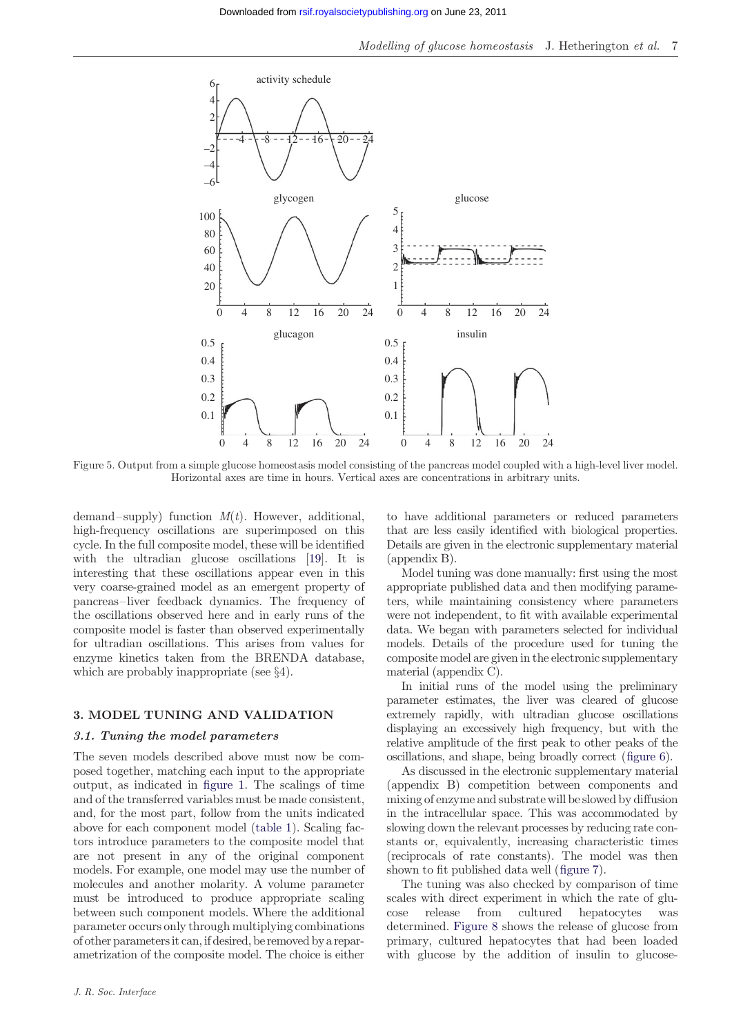Figure 5. Output from a simple glucose homeostasis model consisting of the pancreas model coupled with a high-level liver model. Horizontal axes are time in hours. Vertical axes are concentrations in arbitrary units.

demand–supply) function $M(t)$. However, additional, high-frequency oscillations are superimposed on this cycle. In the full composite model, these will be identified with the ultradian glucose oscillations [19]. It is interesting that these oscillations appear even in this very coarse-grained model as an emergent property of pancreas–liver feedback dynamics. The frequency of the oscillations observed here and in early runs of the composite model is faster than observed experimentally for ultradian oscillations. This arises from values for enzyme kinetics taken from the BRENDA database, which are probably inappropriate (see §4).

## 3. MODEL TUNING AND VALIDATION

### 3.1. Tuning the model parameters

The seven models described above must now be composed together, matching each input to the appropriate output, as indicated in figure 1. The scalings of time and of the transferred variables must be made consistent, and, for the most part, follow from the units indicated above for each component model (table 1). Scaling factors introduce parameters to the composite model that are not present in any of the original component models. For example, one model may use the number of molecules and another molarity. A volume parameter must be introduced to produce appropriate scaling between such component models. Where the additional parameter occurs only through multiplying combinations of other parameters it can, if desired, be removed by a reparametrization of the composite model. The choice is either to have additional parameters or reduced parameters that are less easily identified with biological properties. Details are given in the electronic supplementary material (appendix B).

Model tuning was done manually: first using the most appropriate published data and then modifying parameters, while maintaining consistency where parameters were not independent, to fit with available experimental data. We began with parameters selected for individual models. Details of the procedure used for tuning the composite model are given in the electronic supplementary material (appendix C).

In initial runs of the model using the preliminary parameter estimates, the liver was cleared of glucose extremely rapidly, with ultradian glucose oscillations displaying an excessively high frequency, but with the relative amplitude of the first peak to other peaks of the oscillations, and shape, being broadly correct (figure 6).

As discussed in the electronic supplementary material (appendix B) competition between components and mixing of enzyme and substrate will be slowed by diffusion in the intracellular space. This was accommodated by slowing down the relevant processes by reducing rate constants or, equivalently, increasing characteristic times (reciprocals of rate constants). The model was then shown to fit published data well (figure 7).

The tuning was also checked by comparison of time scales with direct experiment in which the rate of glucose release from cultured hepatocytes was determined. Figure 8 shows the release of glucose from primary, cultured hepatocytes that had been loaded with glucose by the addition of insulin to glucose-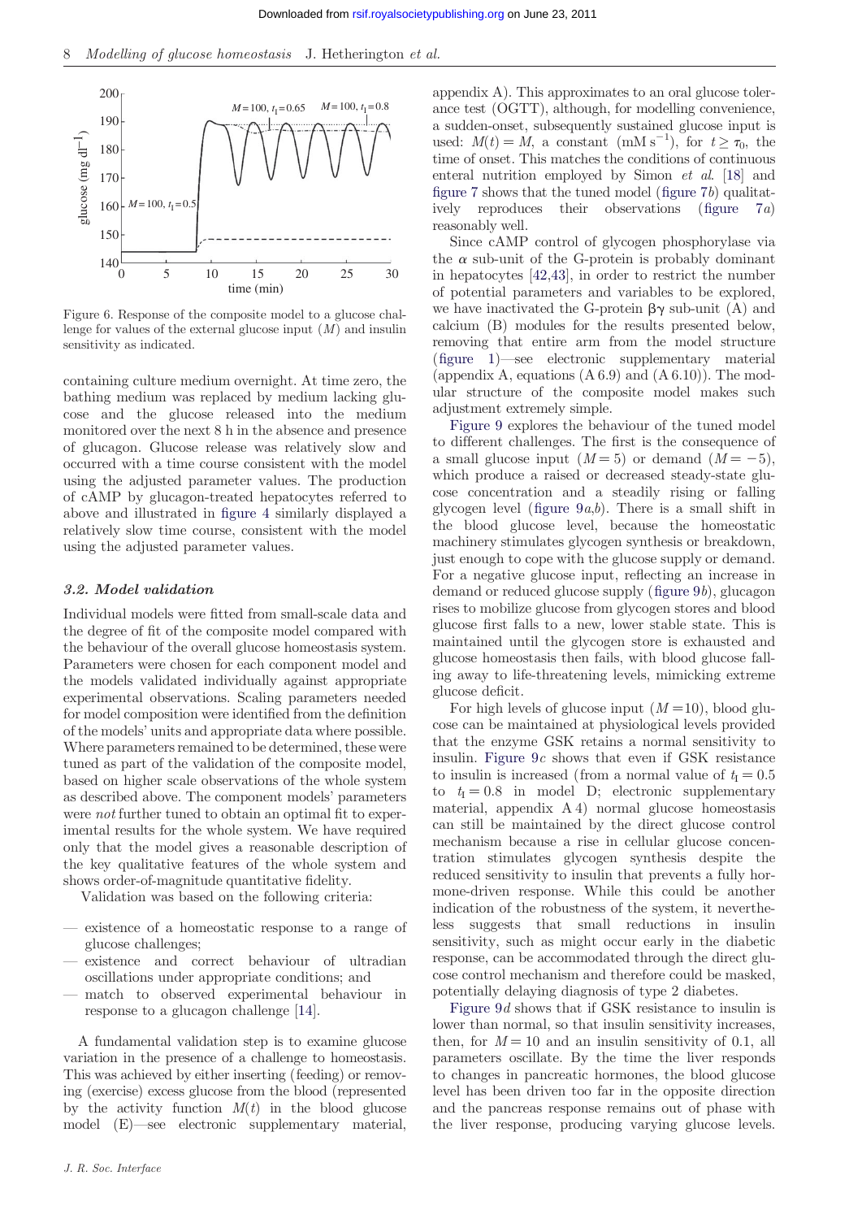200
190
180
170
160
150
140
glucose (mg dl$^{-1}$)
0 5 10 15 20 25 30
time (min)
$M = 100$, $t_I = 0.65$
$M = 100$, $t_I = 0.8$
$M = 100$, $t_I = 0.5$

Figure 6. Response of the composite model to a glucose challenge for values of the external glucose input ($M$) and insulin sensitivity as indicated.

containing culture medium overnight. At time zero, the bathing medium was replaced by medium lacking glucose and the glucose released into the medium monitored over the next 8 h in the absence and presence of glucagon. Glucose release was relatively slow and occurred with a time course consistent with the model using the adjusted parameter values. The production of cAMP by glucagon-treated hepatocytes referred to above and illustrated in figure 4 similarly displayed a relatively slow time course, consistent with the model using the adjusted parameter values.

### 3.2. Model validation

Individual models were fitted from small-scale data and the degree of fit of the composite model compared with the behaviour of the overall glucose homeostasis system. Parameters were chosen for each component model and the models validated individually against appropriate experimental observations. Scaling parameters needed for model composition were identified from the definition of the models' units and appropriate data where possible. Where parameters remained to be determined, these were tuned as part of the validation of the composite model, based on higher scale observations of the whole system as described above. The component models' parameters were *not* further tuned to obtain an optimal fit to experimental results for the whole system. We have required only that the model gives a reasonable description of the key qualitative features of the whole system and shows order-of-magnitude quantitative fidelity.

Validation was based on the following criteria:

- existence of a homeostatic response to a range of glucose challenges;
- existence and correct behaviour of ultradian oscillations under appropriate conditions; and
- match to observed experimental behaviour in response to a glucagon challenge [14].

A fundamental validation step is to examine glucose variation in the presence of a challenge to homeostasis. This was achieved by either inserting (feeding) or removing (exercise) excess glucose from the blood (represented by the activity function $M(t)$ in the blood glucose model (E)—see electronic supplementary material, appendix A). This approximates to an oral glucose tolerance test (OGTT), although, for modelling convenience, a sudden-onset, subsequently sustained glucose input is used: $M(t) = M$, a constant (mM s$^{-1}$), for $t \geq \tau_0$, the time of onset. This matches the conditions of continuous enteral nutrition employed by Simon *et al.* [18] and figure 7 shows that the tuned model (figure 7*b*) qualitatively reproduces their observations (figure 7*a*) reasonably well.

Since cAMP control of glycogen phosphorylase via the $\alpha$ sub-unit of the G-protein is probably dominant in hepatocytes [42,43], in order to restrict the number of potential parameters and variables to be explored, we have inactivated the G-protein $\beta\gamma$ sub-unit (A) and calcium (B) modules for the results presented below, removing that entire arm from the model structure (figure 1)—see electronic supplementary material (appendix A, equations (A 6.9) and (A 6.10)). The modular structure of the composite model makes such adjustment extremely simple.

Figure 9 explores the behaviour of the tuned model to different challenges. The first is the consequence of a small glucose input ($M = 5$) or demand ($M = -5$), which produce a raised or decreased steady-state glucose concentration and a steadily rising or falling glycogen level (figure 9*a*,*b*). There is a small shift in the blood glucose level, because the homeostatic machinery stimulates glycogen synthesis or breakdown, just enough to cope with the glucose supply or demand. For a negative glucose input, reflecting an increase in demand or reduced glucose supply (figure 9*b*), glucagon rises to mobilize glucose from glycogen stores and blood glucose first falls to a new, lower stable state. This is maintained until the glycogen store is exhausted and glucose homeostasis then fails, with blood glucose falling away to life-threatening levels, mimicking extreme glucose deficit.

For high levels of glucose input ($M = 10$), blood glucose can be maintained at physiological levels provided that the enzyme GSK retains a normal sensitivity to insulin. Figure 9*c* shows that even if GSK resistance to insulin is increased (from a normal value of $t_I = 0.5$ to $t_I = 0.8$ in model D; electronic supplementary material, appendix A 4) normal glucose homeostasis can still be maintained by the direct glucose control mechanism because a rise in cellular glucose concentration stimulates glycogen synthesis despite the reduced sensitivity to insulin that prevents a fully hormone-driven response. While this could be another indication of the robustness of the system, it nevertheless suggests that small reductions in insulin sensitivity, such as might occur early in the diabetic response, can be accommodated through the direct glucose control mechanism and therefore could be masked, potentially delaying diagnosis of type 2 diabetes.

Figure 9*d* shows that if GSK resistance to insulin is lower than normal, so that insulin sensitivity increases, then, for $M = 10$ and an insulin sensitivity of 0.1, all parameters oscillate. By the time the liver responds to changes in pancreatic hormones, the blood glucose level has been driven too far in the opposite direction and the pancreas response remains out of phase with the liver response, producing varying glucose levels.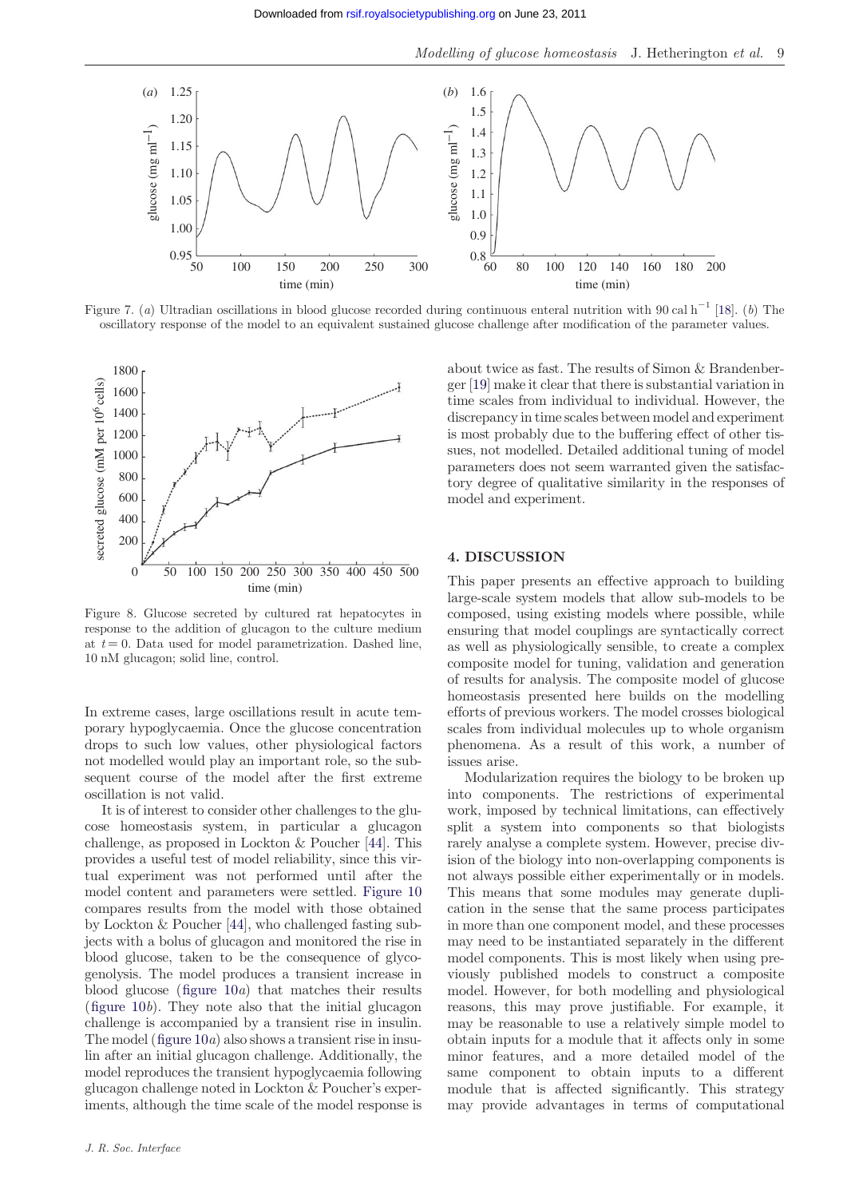(a)
1.25
1.20
1.15
1.10
1.05
1.00
0.95
glucose (mg ml$^{-1}$)
50 100 150 200 250 300
time (min)

(b)
1.6
1.5
1.4
1.3
1.2
1.1
1.0
0.9
0.8
glucose (mg ml$^{-1}$)
60 80 100 120 140 160 180 200
time (min)

Figure 7. (a) Ultradian oscillations in blood glucose recorded during continuous enteral nutrition with 90 cal h$^{-1}$ [18]. (b) The oscillatory response of the model to an equivalent sustained glucose challenge after modification of the parameter values.

1800
1600
1400
1200
1000
800
600
400
200
0
secreted glucose (mM per $10^6$ cells)
50 100 150 200 250 300 350 400 450 500
time (min)

Figure 8. Glucose secreted by cultured rat hepatocytes in response to the addition of glucagon to the culture medium at $t = 0$. Data used for model parametrization. Dashed line, 10 nM glucagon; solid line, control.

In extreme cases, large oscillations result in acute temporary hypoglycaemia. Once the glucose concentration drops to such low values, other physiological factors not modelled would play an important role, so the subsequent course of the model after the first extreme oscillation is not valid.

It is of interest to consider other challenges to the glucose homeostasis system, in particular a glucagon challenge, as proposed in Lockton & Poucher [44]. This provides a useful test of model reliability, since this virtual experiment was not performed until after the model content and parameters were settled. Figure 10 compares results from the model with those obtained by Lockton & Poucher [44], who challenged fasting subjects with a bolus of glucagon and monitored the rise in blood glucose, taken to be the consequence of glycogenolysis. The model produces a transient increase in blood glucose (figure 10a) that matches their results (figure 10b). They note also that the initial glucagon challenge is accompanied by a transient rise in insulin. The model (figure 10a) also shows a transient rise in insulin after an initial glucagon challenge. Additionally, the model reproduces the transient hypoglycaemia following glucagon challenge noted in Lockton & Poucher's experiments, although the time scale of the model response is about twice as fast. The results of Simon & Brandenberger [19] make it clear that there is substantial variation in time scales from individual to individual. However, the discrepancy in time scales between model and experiment is most probably due to the buffering effect of other tissues, not modelled. Detailed additional tuning of model parameters does not seem warranted given the satisfactory degree of qualitative similarity in the responses of model and experiment.

## 4. DISCUSSION

This paper presents an effective approach to building large-scale system models that allow sub-models to be composed, using existing models where possible, while ensuring that model couplings are syntactically correct as well as physiologically sensible, to create a complex composite model for tuning, validation and generation of results for analysis. The composite model of glucose homeostasis presented here builds on the modelling efforts of previous workers. The model crosses biological scales from individual molecules up to whole organism phenomena. As a result of this work, a number of issues arise.

Modularization requires the biology to be broken up into components. The restrictions of experimental work, imposed by technical limitations, can effectively split a system into components so that biologists rarely analyse a complete system. However, precise division of the biology into non-overlapping components is not always possible either experimentally or in models. This means that some modules may generate duplication in the sense that the same process participates in more than one component model, and these processes may need to be instantiated separately in the different model components. This is most likely when using previously published models to construct a composite model. However, for both modelling and physiological reasons, this may prove justifiable. For example, it may be reasonable to use a relatively simple model to obtain inputs for a module that it affects only in some minor features, and a more detailed model of the same component to obtain inputs to a different module that is affected significantly. This strategy may provide advantages in terms of computational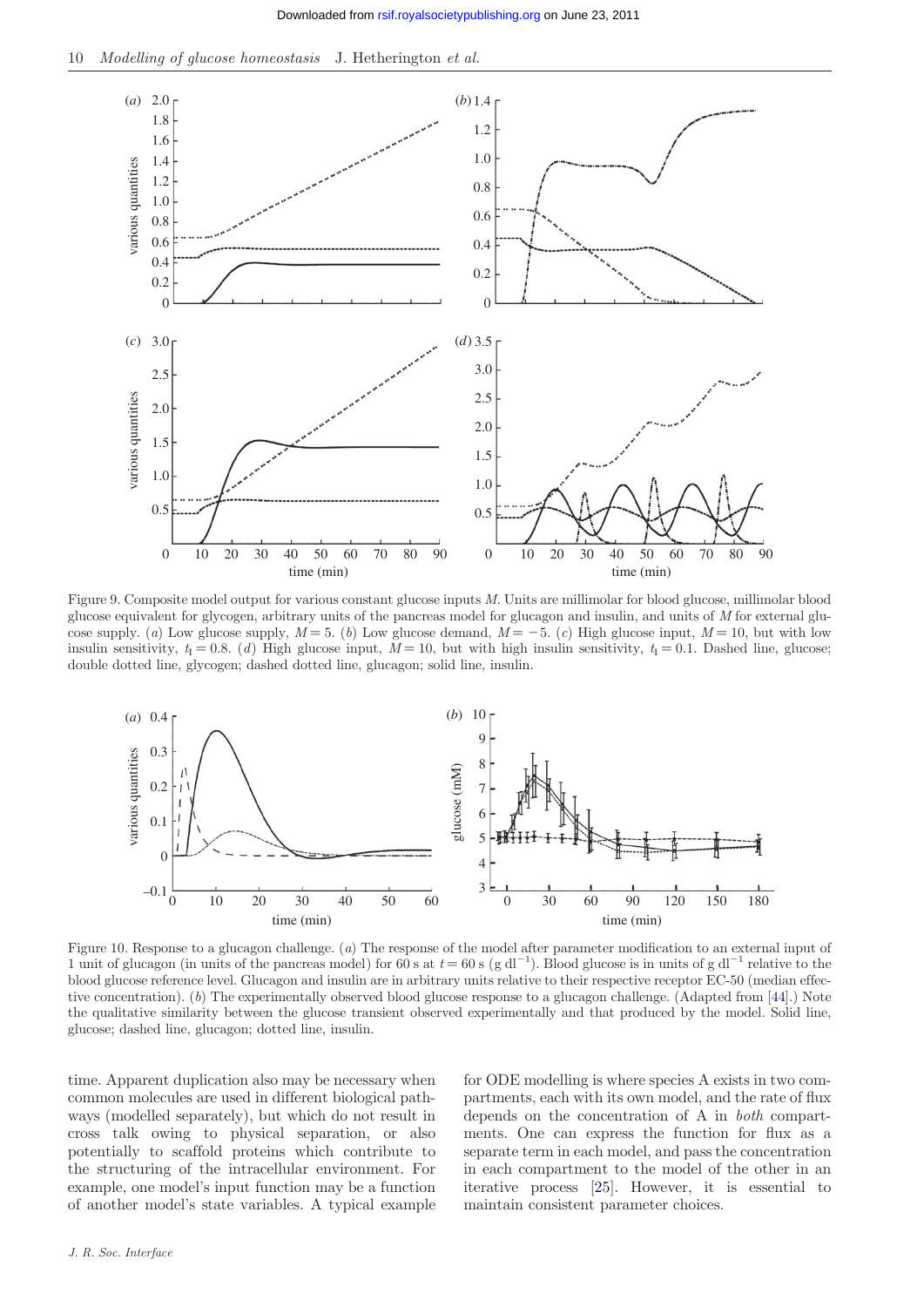Figure 9. Composite model output for various constant glucose inputs $M$. Units are millimolar for blood glucose, millimolar blood glucose equivalent for glycogen, arbitrary units of the pancreas model for glucagon and insulin, and units of $M$ for external glucose supply. (*a*) Low glucose supply, $M = 5$. (*b*) Low glucose demand, $M = -5$. (*c*) High glucose input, $M = 10$, but with low insulin sensitivity, $t_{\mathrm{I}} = 0.8$. (*d*) High glucose input, $M = 10$, but with high insulin sensitivity, $t_{\mathrm{I}} = 0.1$. Dashed line, glucose; double dotted line, glycogen; dashed dotted line, glucagon; solid line, insulin.

Figure 10. Response to a glucagon challenge. (*a*) The response of the model after parameter modification to an external input of 1 unit of glucagon (in units of the pancreas model) for 60 s at $t = 60$ s (g dl$^{-1}$). Blood glucose is in units of g dl$^{-1}$ relative to the blood glucose reference level. Glucagon and insulin are in arbitrary units relative to their respective receptor EC-50 (median effective concentration). (*b*) The experimentally observed blood glucose response to a glucagon challenge. (Adapted from [44].) Note the qualitative similarity between the glucose transient observed experimentally and that produced by the model. Solid line, glucose; dashed line, glucagon; dotted line, insulin.

time. Apparent duplication also may be necessary when common molecules are used in different biological pathways (modelled separately), but which do not result in cross talk owing to physical separation, or also potentially to scaffold proteins which contribute to the structuring of the intracellular environment. For example, one model's input function may be a function of another model's state variables. A typical example for ODE modelling is where species A exists in two compartments, each with its own model, and the rate of flux depends on the concentration of A in *both* compartments. One can express the function for flux as a separate term in each model, and pass the concentration in each compartment to the model of the other in an iterative process [25]. However, it is essential to maintain consistent parameter choices.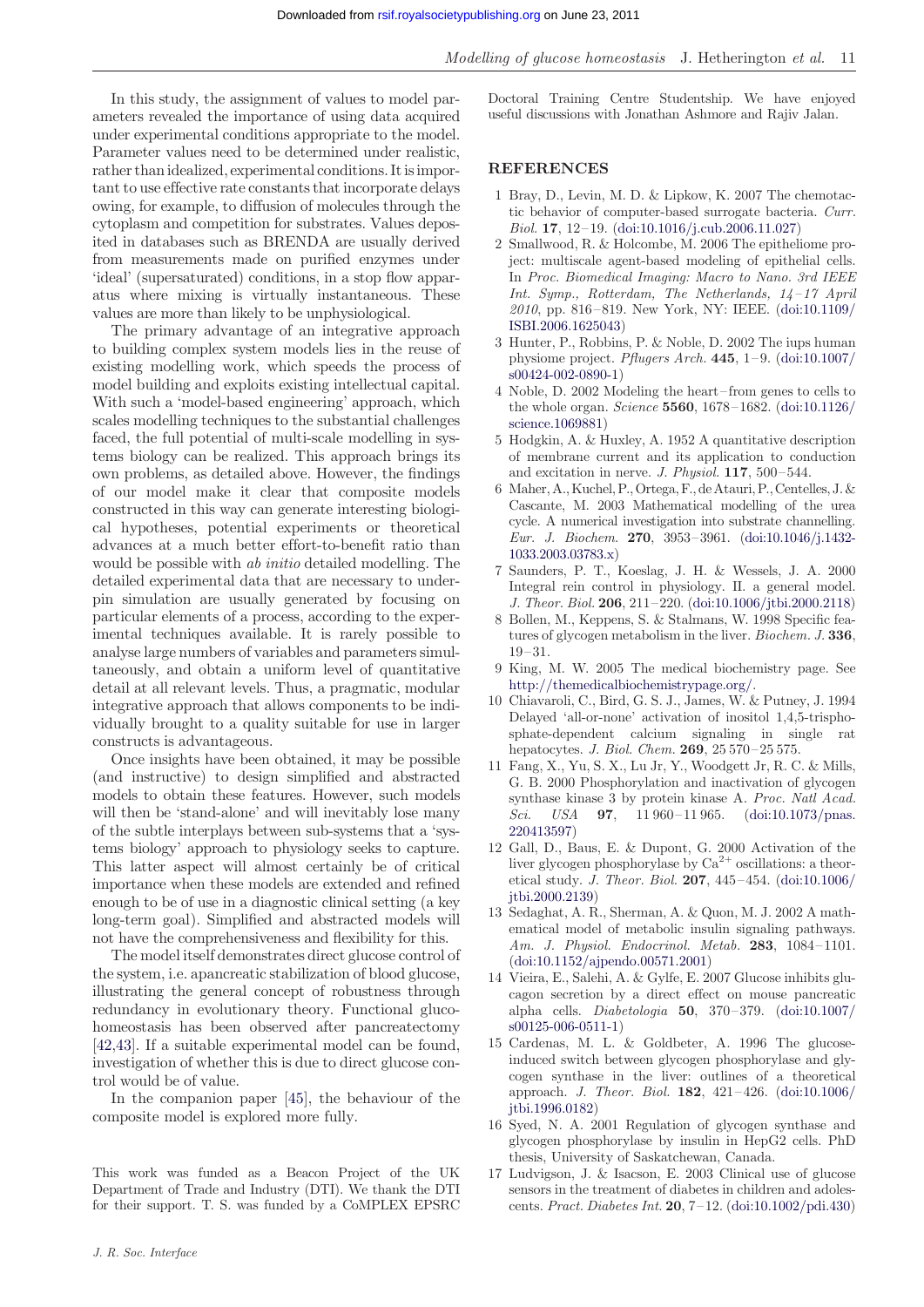In this study, the assignment of values to model parameters revealed the importance of using data acquired under experimental conditions appropriate to the model. Parameter values need to be determined under realistic, rather than idealized, experimental conditions. It is important to use effective rate constants that incorporate delays owing, for example, to diffusion of molecules through the cytoplasm and competition for substrates. Values deposited in databases such as BRENDA are usually derived from measurements made on purified enzymes under 'ideal' (supersaturated) conditions, in a stop flow apparatus where mixing is virtually instantaneous. These values are more than likely to be unphysiological.

The primary advantage of an integrative approach to building complex system models lies in the reuse of existing modelling work, which speeds the process of model building and exploits existing intellectual capital. With such a 'model-based engineering' approach, which scales modelling techniques to the substantial challenges faced, the full potential of multi-scale modelling in systems biology can be realized. This approach brings its own problems, as detailed above. However, the findings of our model make it clear that composite models constructed in this way can generate interesting biological hypotheses, potential experiments or theoretical advances at a much better effort-to-benefit ratio than would be possible with *ab initio* detailed modelling. The detailed experimental data that are necessary to underpin simulation are usually generated by focusing on particular elements of a process, according to the experimental techniques available. It is rarely possible to analyse large numbers of variables and parameters simultaneously, and obtain a uniform level of quantitative detail at all relevant levels. Thus, a pragmatic, modular integrative approach that allows components to be individually brought to a quality suitable for use in larger constructs is advantageous.

Once insights have been obtained, it may be possible (and instructive) to design simplified and abstracted models to obtain these features. However, such models will then be 'stand-alone' and will inevitably lose many of the subtle interplays between sub-systems that a 'systems biology' approach to physiology seeks to capture. This latter aspect will almost certainly be of critical importance when these models are extended and refined enough to be of use in a diagnostic clinical setting (a key long-term goal). Simplified and abstracted models will not have the comprehensiveness and flexibility for this.

The model itself demonstrates direct glucose control of the system, i.e. apancreatic stabilization of blood glucose, illustrating the general concept of robustness through redundancy in evolutionary theory. Functional glucohomeostasis has been observed after pancreatectomy [42,43]. If a suitable experimental model can be found, investigation of whether this is due to direct glucose control would be of value.

In the companion paper [45], the behaviour of the composite model is explored more fully.

This work was funded as a Beacon Project of the UK Department of Trade and Industry (DTI). We thank the DTI for their support. T. S. was funded by a CoMPLEX EPSRC Doctoral Training Centre Studentship. We have enjoyed useful discussions with Jonathan Ashmore and Rajiv Jalan.

## REFERENCES

1. Bray, D., Levin, M. D. & Lipkow, K. 2007 The chemotactic behavior of computer-based surrogate bacteria. *Curr. Biol.* **17**, 12–19. (doi:10.1016/j.cub.2006.11.027)
2. Smallwood, R. & Holcombe, M. 2006 The epitheliome project: multiscale agent-based modeling of epithelial cells. In *Proc. Biomedical Imaging: Macro to Nano. 3rd IEEE Int. Symp., Rotterdam, The Netherlands, 14–17 April 2010*, pp. 816–819. New York, NY: IEEE. (doi:10.1109/ISBI.2006.1625043)
3. Hunter, P., Robbins, P. & Noble, D. 2002 The iups human physiome project. *Pflugers Arch.* **445**, 1–9. (doi:10.1007/s00424-002-0890-1)
4. Noble, D. 2002 Modeling the heart–from genes to cells to the whole organ. *Science* **5560**, 1678–1682. (doi:10.1126/science.1069881)
5. Hodgkin, A. & Huxley, A. 1952 A quantitative description of membrane current and its application to conduction and excitation in nerve. *J. Physiol.* **117**, 500–544.
6. Maher, A., Kuchel, P., Ortega, F., de Atauri, P., Centelles, J. & Cascante, M. 2003 Mathematical modelling of the urea cycle. A numerical investigation into substrate channelling. *Eur. J. Biochem.* **270**, 3953–3961. (doi:10.1046/j.1432-1033.2003.03783.x)
7. Saunders, P. T., Koeslag, J. H. & Wessels, J. A. 2000 Integral rein control in physiology. II. a general model. *J. Theor. Biol.* **206**, 211–220. (doi:10.1006/jtbi.2000.2118)
8. Bollen, M., Keppens, S. & Stalmans, W. 1998 Specific features of glycogen metabolism in the liver. *Biochem. J.* **336**, 19–31.
9. King, M. W. 2005 The medical biochemistry page. See http://themedicalbiochemistrypage.org/.
10. Chiavaroli, C., Bird, G. S. J., James, W. & Putney, J. 1994 Delayed 'all-or-none' activation of inositol 1,4,5-trisphosphate-dependent calcium signaling in single rat hepatocytes. *J. Biol. Chem.* **269**, 25 570–25 575.
11. Fang, X., Yu, S. X., Lu Jr, Y., Woodgett Jr, R. C. & Mills, G. B. 2000 Phosphorylation and inactivation of glycogen synthase kinase 3 by protein kinase A. *Proc. Natl Acad. Sci. USA* **97**, 11 960–11 965. (doi:10.1073/pnas.220413597)
12. Gall, D., Baus, E. & Dupont, G. 2000 Activation of the liver glycogen phosphorylase by $Ca^{2+}$ oscillations: a theoretical study. *J. Theor. Biol.* **207**, 445–454. (doi:10.1006/jtbi.2000.2139)
13. Sedaghat, A. R., Sherman, A. & Quon, M. J. 2002 A mathematical model of metabolic insulin signaling pathways. *Am. J. Physiol. Endocrinol. Metab.* **283**, 1084–1101. (doi:10.1152/ajpendo.00571.2001)
14. Vieira, E., Salehi, A. & Gylfe, E. 2007 Glucose inhibits glucagon secretion by a direct effect on mouse pancreatic alpha cells. *Diabetologia* **50**, 370–379. (doi:10.1007/s00125-006-0511-1)
15. Cardenas, M. L. & Goldbeter, A. 1996 The glucose-induced switch between glycogen phosphorylase and glycogen synthase in the liver: outlines of a theoretical approach. *J. Theor. Biol.* **182**, 421–426. (doi:10.1006/jtbi.1996.0182)
16. Syed, N. A. 2001 Regulation of glycogen synthase and glycogen phosphorylase by insulin in HepG2 cells. PhD thesis, University of Saskatchewan, Canada.
17. Ludvigson, J. & Isacson, E. 2003 Clinical use of glucose sensors in the treatment of diabetes in children and adolescents. *Pract. Diabetes Int.* **20**, 7–12. (doi:10.1002/pdi.430)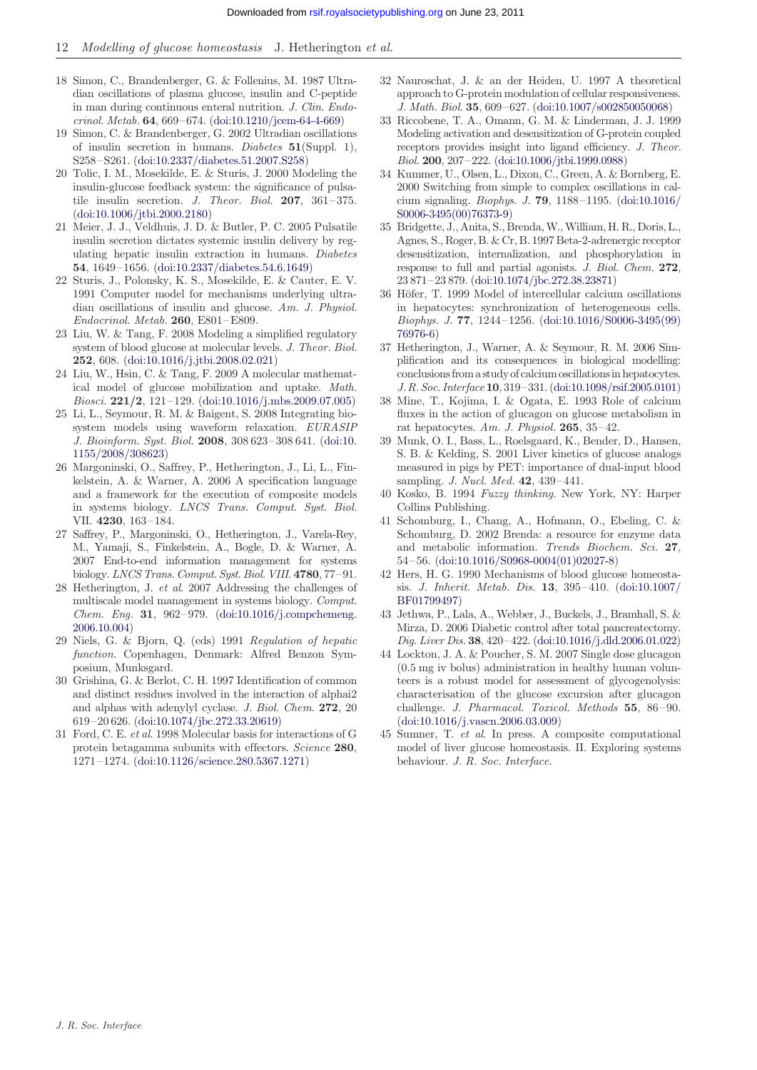18 Simon, C., Brandenberger, G. & Follenius, M. 1987 Ultradian oscillations of plasma glucose, insulin and C-peptide in man during continuous enteral nutrition. *J. Clin. Endocrinol. Metab.* **64**, 669–674. (doi:10.1210/jcem-64-4-669)

19 Simon, C. & Brandenberger, G. 2002 Ultradian oscillations of insulin secretion in humans. *Diabetes* **51**(Suppl. 1), S258–S261. (doi:10.2337/diabetes.51.2007.S258)

20 Tolic, I. M., Mosekilde, E. & Sturis, J. 2000 Modeling the insulin-glucose feedback system: the significance of pulsatile insulin secretion. *J. Theor. Biol.* **207**, 361–375. (doi:10.1006/jtbi.2000.2180)

21 Meier, J. J., Veldhuis, J. D. & Butler, P. C. 2005 Pulsatile insulin secretion dictates systemic insulin delivery by regulating hepatic insulin extraction in humans. *Diabetes* **54**, 1649–1656. (doi:10.2337/diabetes.54.6.1649)

22 Sturis, J., Polonsky, K. S., Mosekilde, E. & Cauter, E. V. 1991 Computer model for mechanisms underlying ultradian oscillations of insulin and glucose. *Am. J. Physiol. Endocrinol. Metab.* **260**, E801–E809.

23 Liu, W. & Tang, F. 2008 Modeling a simplified regulatory system of blood glucose at molecular levels. *J. Theor. Biol.* **252**, 608. (doi:10.1016/j.jtbi.2008.02.021)

24 Liu, W., Hsin, C. & Tang, F. 2009 A molecular mathematical model of glucose mobilization and uptake. *Math. Biosci.* **221/2**, 121–129. (doi:10.1016/j.mbs.2009.07.005)

25 Li, L., Seymour, R. M. & Baigent, S. 2008 Integrating biosystem models using waveform relaxation. *EURASIP J. Bioinform. Syst. Biol.* **2008**, 308 623–308 641. (doi:10.1155/2008/308623)

26 Margoninski, O., Saffrey, P., Hetherington, J., Li, L., Finkelstein, A. & Warner, A. 2006 A specification language and a framework for the execution of composite models in systems biology. *LNCS Trans. Comput. Syst. Biol.* VII. **4230**, 163–184.

27 Saffrey, P., Margoninski, O., Hetherington, J., Varela-Rey, M., Yamaji, S., Finkelstein, A., Bogle, D. & Warner, A. 2007 End-to-end information management for systems biology. *LNCS Trans. Comput. Syst. Biol. VIII.* **4780**, 77–91.

28 Hetherington, J. *et al.* 2007 Addressing the challenges of multiscale model management in systems biology. *Comput. Chem. Eng.* **31**, 962–979. (doi:10.1016/j.compchemeng.2006.10.004)

29 Niels, G. & Bjorn, Q. (eds) 1991 *Regulation of hepatic function.* Copenhagen, Denmark: Alfred Benzon Symposium, Munksgard.

30 Grishina, G. & Berlot, C. H. 1997 Identification of common and distinct residues involved in the interaction of alphai2 and alphas with adenylyl cyclase. *J. Biol. Chem.* **272**, 20 619–20 626. (doi:10.1074/jbc.272.33.20619)

31 Ford, C. E. *et al.* 1998 Molecular basis for interactions of G protein betagamma subunits with effectors. *Science* **280**, 1271–1274. (doi:10.1126/science.280.5367.1271)

32 Nauroschat, J. & an der Heiden, U. 1997 A theoretical approach to G-protein modulation of cellular responsiveness. *J. Math. Biol.* **35**, 609–627. (doi:10.1007/s002850050068)

33 Riccobene, T. A., Omann, G. M. & Linderman, J. J. 1999 Modeling activation and desensitization of G-protein coupled receptors provides insight into ligand efficiency. *J. Theor. Biol.* **200**, 207–222. (doi:10.1006/jtbi.1999.0988)

34 Kummer, U., Olsen, L., Dixon, C., Green, A. & Bornberg, E. 2000 Switching from simple to complex oscillations in calcium signaling. *Biophys. J.* **79**, 1188–1195. (doi:10.1016/S0006-3495(00)76373-9)

35 Bridgette, J., Anita, S., Brenda, W., William, H. R., Doris, L., Agnes, S., Roger, B. & Cr, B. 1997 Beta-2-adrenergic receptor desensitization, internalization, and phosphorylation in response to full and partial agonists. *J. Biol. Chem.* **272**, 23 871–23 879. (doi:10.1074/jbc.272.38.23871)

36 Höfer, T. 1999 Model of intercellular calcium oscillations in hepatocytes: synchronization of heterogeneous cells. *Biophys. J.* **77**, 1244–1256. (doi:10.1016/S0006-3495(99)76976-6)

37 Hetherington, J., Warner, A. & Seymour, R. M. 2006 Simplification and its consequences in biological modelling: conclusions from a study of calcium oscillations in hepatocytes. *J. R. Soc. Interface* **10**, 319–331. (doi:10.1098/rsif.2005.0101)

38 Mine, T., Kojima, I. & Ogata, E. 1993 Role of calcium fluxes in the action of glucagon on glucose metabolism in rat hepatocytes. *Am. J. Physiol.* **265**, 35–42.

39 Munk, O. I., Bass, L., Roelsgaard, K., Bender, D., Hansen, S. B. & Kelding, S. 2001 Liver kinetics of glucose analogs measured in pigs by PET: importance of dual-input blood sampling. *J. Nucl. Med.* **42**, 439–441.

40 Kosko, B. 1994 *Fuzzy thinking.* New York, NY: Harper Collins Publishing.

41 Schomburg, I., Chang, A., Hofmann, O., Ebeling, C. & Schomburg, D. 2002 Brenda: a resource for enzyme data and metabolic information. *Trends Biochem. Sci.* **27**, 54–56. (doi:10.1016/S0968-0004(01)02027-8)

42 Hers, H. G. 1990 Mechanisms of blood glucose homeostasis. *J. Inherit. Metab. Dis.* **13**, 395–410. (doi:10.1007/BF01799497)

43 Jethwa, P., Lala, A., Webber, J., Buckels, J., Bramhall, S. & Mirza, D. 2006 Diabetic control after total pancreatectomy. *Dig. Liver Dis.* **38**, 420–422. (doi:10.1016/j.dld.2006.01.022)

44 Lockton, J. A. & Poucher, S. M. 2007 Single dose glucagon (0.5 mg iv bolus) administration in healthy human volunteers is a robust model for assessment of glycogenolysis: characterisation of the glucose excursion after glucagon challenge. *J. Pharmacol. Toxicol. Methods* **55**, 86–90. (doi:10.1016/j.vascn.2006.03.009)

45 Sumner, T. *et al.* In press. A composite computational model of liver glucose homeostasis. II. Exploring systems behaviour. *J. R. Soc. Interface.*